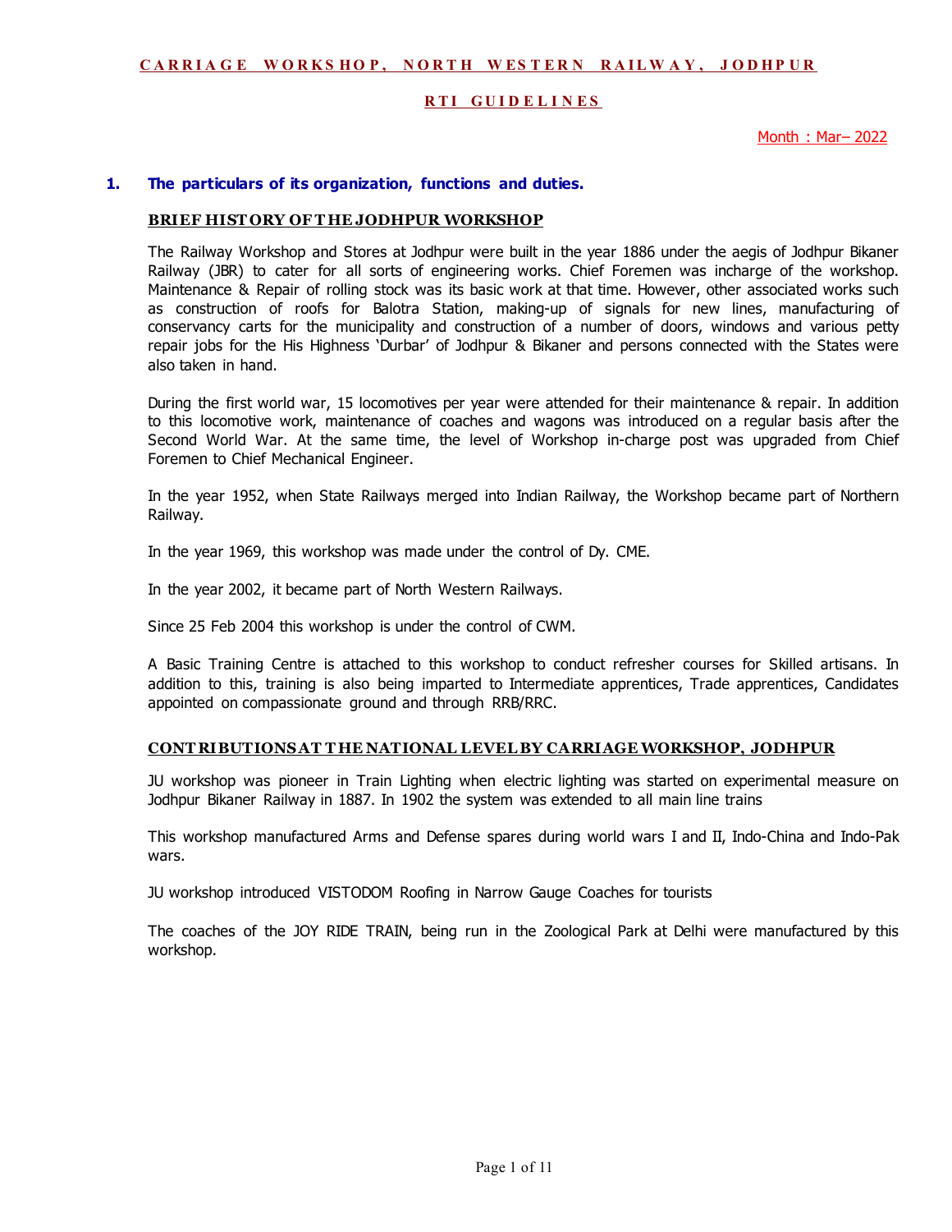# CARRIAGE WORKSHOP, NORTH WESTERN RAILWAY, JODHPUR

## RTI GUIDELINES

Month : Mar– 2022

### 1. The particulars of its organization, functions and duties.

**BRIEF HISTORY OF THE JODHPUR WORKSHOP**

The Railway Workshop and Stores at Jodhpur were built in the year 1886 under the aegis of Jodhpur Bikaner Railway (JBR) to cater for all sorts of engineering works. Chief Foremen was incharge of the workshop. Maintenance & Repair of rolling stock was its basic work at that time. However, other associated works such as construction of roofs for Balotra Station, making-up of signals for new lines, manufacturing of conservancy carts for the municipality and construction of a number of doors, windows and various petty repair jobs for the His Highness 'Durbar' of Jodhpur & Bikaner and persons connected with the States were also taken in hand.

During the first world war, 15 locomotives per year were attended for their maintenance & repair. In addition to this locomotive work, maintenance of coaches and wagons was introduced on a regular basis after the Second World War. At the same time, the level of Workshop in-charge post was upgraded from Chief Foremen to Chief Mechanical Engineer.

In the year 1952, when State Railways merged into Indian Railway, the Workshop became part of Northern Railway.

In the year 1969, this workshop was made under the control of Dy. CME.

In the year 2002, it became part of North Western Railways.

Since 25 Feb 2004 this workshop is under the control of CWM.

A Basic Training Centre is attached to this workshop to conduct refresher courses for Skilled artisans. In addition to this, training is also being imparted to Intermediate apprentices, Trade apprentices, Candidates appointed on compassionate ground and through RRB/RRC.

**CONTRIBUTIONS AT THE NATIONAL LEVEL BY CARRIAGE WORKSHOP, JODHPUR**

JU workshop was pioneer in Train Lighting when electric lighting was started on experimental measure on Jodhpur Bikaner Railway in 1887. In 1902 the system was extended to all main line trains

This workshop manufactured Arms and Defense spares during world wars I and II, Indo-China and Indo-Pak wars.

JU workshop introduced VISTODOM Roofing in Narrow Gauge Coaches for tourists

The coaches of the JOY RIDE TRAIN, being run in the Zoological Park at Delhi were manufactured by this workshop.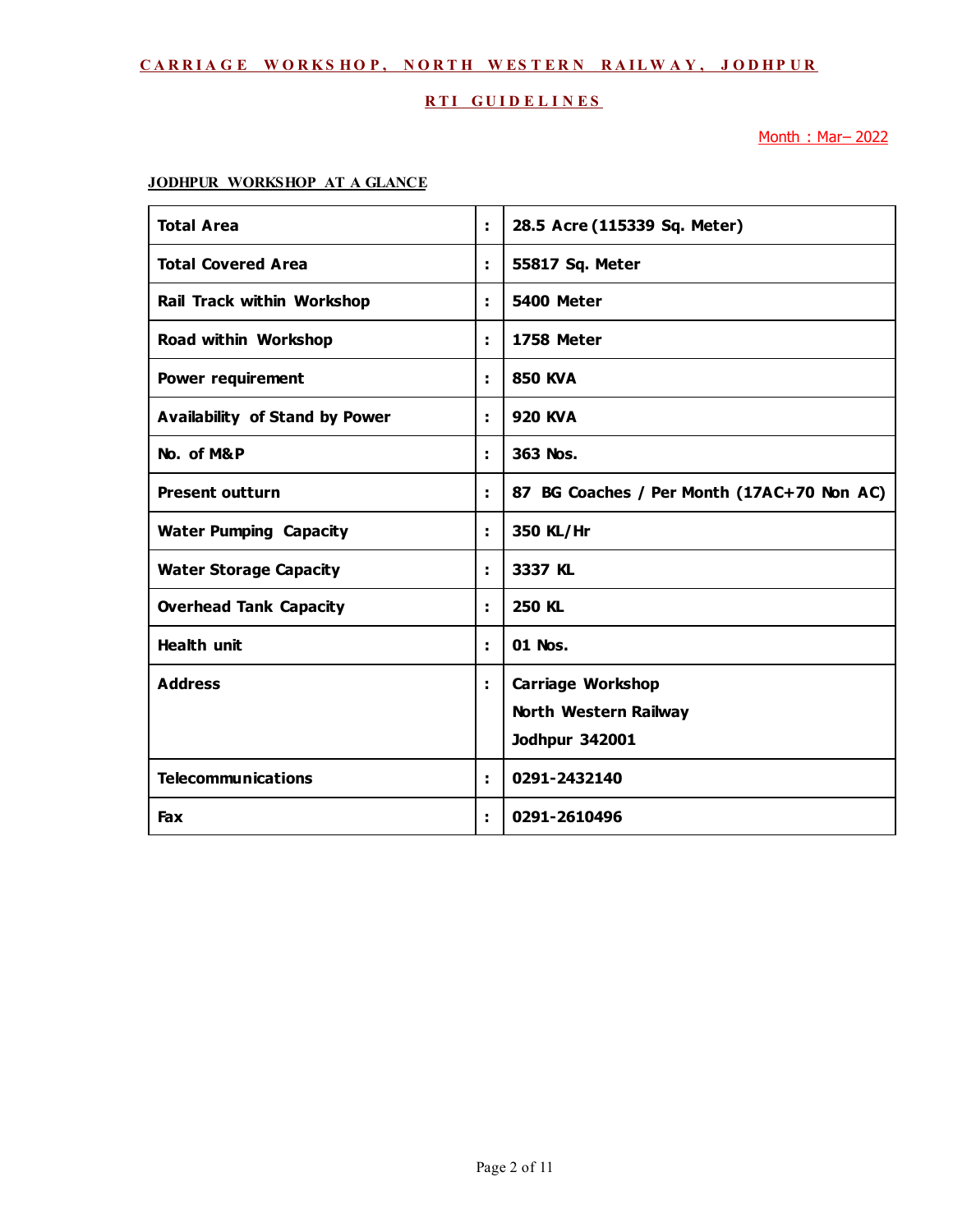## CARRIAGE WORKSHOP, NORTH WESTERN RAILWAY, JODHPUR

## RTI GUIDELINES

Month : Mar– 2022

**JODHPUR WORKSHOP AT A GLANCE**

| | | |
|---|---|---|
| **Total Area** | **:** | **28.5 Acre (115339 Sq. Meter)** |
| **Total Covered Area** | **:** | **55817 Sq. Meter** |
| **Rail Track within Workshop** | **:** | **5400 Meter** |
| **Road within Workshop** | **:** | **1758 Meter** |
| **Power requirement** | **:** | **850 KVA** |
| **Availability of Stand by Power** | **:** | **920 KVA** |
| **No. of M&P** | **:** | **363 Nos.** |
| **Present outturn** | **:** | **87 BG Coaches / Per Month (17AC+70 Non AC)** |
| **Water Pumping Capacity** | **:** | **350 KL/Hr** |
| **Water Storage Capacity** | **:** | **3337 KL** |
| **Overhead Tank Capacity** | **:** | **250 KL** |
| **Health unit** | **:** | **01 Nos.** |
| **Address** | **:** | **Carriage Workshop<br>North Western Railway<br>Jodhpur 342001** |
| **Telecommunications** | **:** | **0291-2432140** |
| **Fax** | **:** | **0291-2610496** |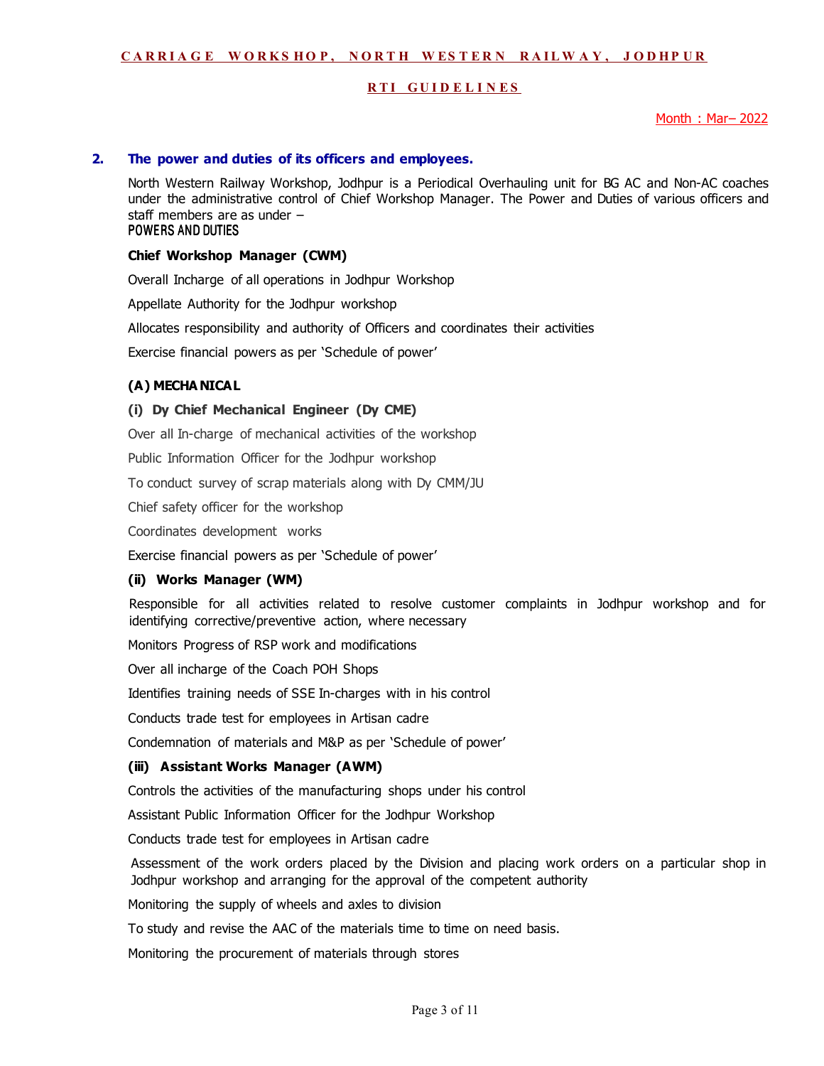**CARRIAGE WORKSHOP, NORTH WESTERN RAILWAY, JODHPUR**

**RTI GUIDELINES**

Month : Mar– 2022

## 2. The power and duties of its officers and employees.

North Western Railway Workshop, Jodhpur is a Periodical Overhauling unit for BG AC and Non-AC coaches under the administrative control of Chief Workshop Manager. The Power and Duties of various officers and staff members are as under –

POWERS AND DUTIES

**Chief Workshop Manager (CWM)**

Overall Incharge of all operations in Jodhpur Workshop

Appellate Authority for the Jodhpur workshop

Allocates responsibility and authority of Officers and coordinates their activities

Exercise financial powers as per 'Schedule of power'

**(A) MECHANICAL**

**(i) Dy Chief Mechanical Engineer (Dy CME)**

Over all In-charge of mechanical activities of the workshop

Public Information Officer for the Jodhpur workshop

To conduct survey of scrap materials along with Dy CMM/JU

Chief safety officer for the workshop

Coordinates development works

Exercise financial powers as per 'Schedule of power'

**(ii) Works Manager (WM)**

Responsible for all activities related to resolve customer complaints in Jodhpur workshop and for identifying corrective/preventive action, where necessary

Monitors Progress of RSP work and modifications

Over all incharge of the Coach POH Shops

Identifies training needs of SSE In-charges with in his control

Conducts trade test for employees in Artisan cadre

Condemnation of materials and M&P as per 'Schedule of power'

**(iii) Assistant Works Manager (AWM)**

Controls the activities of the manufacturing shops under his control

Assistant Public Information Officer for the Jodhpur Workshop

Conducts trade test for employees in Artisan cadre

Assessment of the work orders placed by the Division and placing work orders on a particular shop in Jodhpur workshop and arranging for the approval of the competent authority

Monitoring the supply of wheels and axles to division

To study and revise the AAC of the materials time to time on need basis.

Monitoring the procurement of materials through stores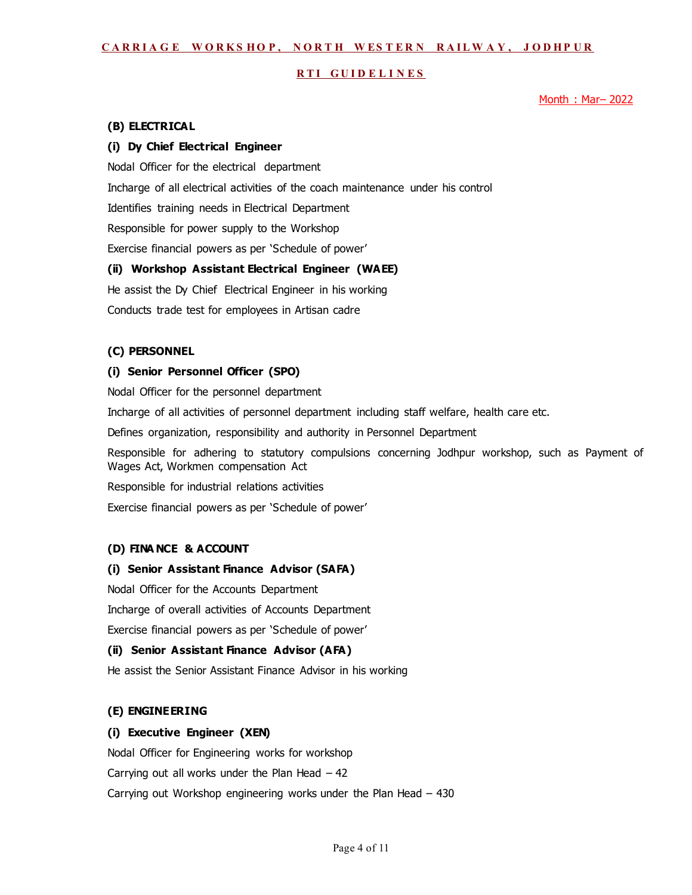# CARRIAGE WORKSHOP, NORTH WESTERN RAILWAY, JODHPUR

## RTI GUIDELINES

Month : Mar– 2022

### (B) ELECTRICAL

#### (i) Dy Chief Electrical Engineer

Nodal Officer for the electrical department

Incharge of all electrical activities of the coach maintenance under his control

Identifies training needs in Electrical Department

Responsible for power supply to the Workshop

Exercise financial powers as per 'Schedule of power'

#### (ii) Workshop Assistant Electrical Engineer (WAEE)

He assist the Dy Chief Electrical Engineer in his working

Conducts trade test for employees in Artisan cadre

### (C) PERSONNEL

#### (i) Senior Personnel Officer (SPO)

Nodal Officer for the personnel department

Incharge of all activities of personnel department including staff welfare, health care etc.

Defines organization, responsibility and authority in Personnel Department

Responsible for adhering to statutory compulsions concerning Jodhpur workshop, such as Payment of Wages Act, Workmen compensation Act

Responsible for industrial relations activities

Exercise financial powers as per 'Schedule of power'

### (D) FINANCE & ACCOUNT

#### (i) Senior Assistant Finance Advisor (SAFA)

Nodal Officer for the Accounts Department

Incharge of overall activities of Accounts Department

Exercise financial powers as per 'Schedule of power'

#### (ii) Senior Assistant Finance Advisor (AFA)

He assist the Senior Assistant Finance Advisor in his working

### (E) ENGINEERING

#### (i) Executive Engineer (XEN)

Nodal Officer for Engineering works for workshop

Carrying out all works under the Plan Head – 42

Carrying out Workshop engineering works under the Plan Head – 430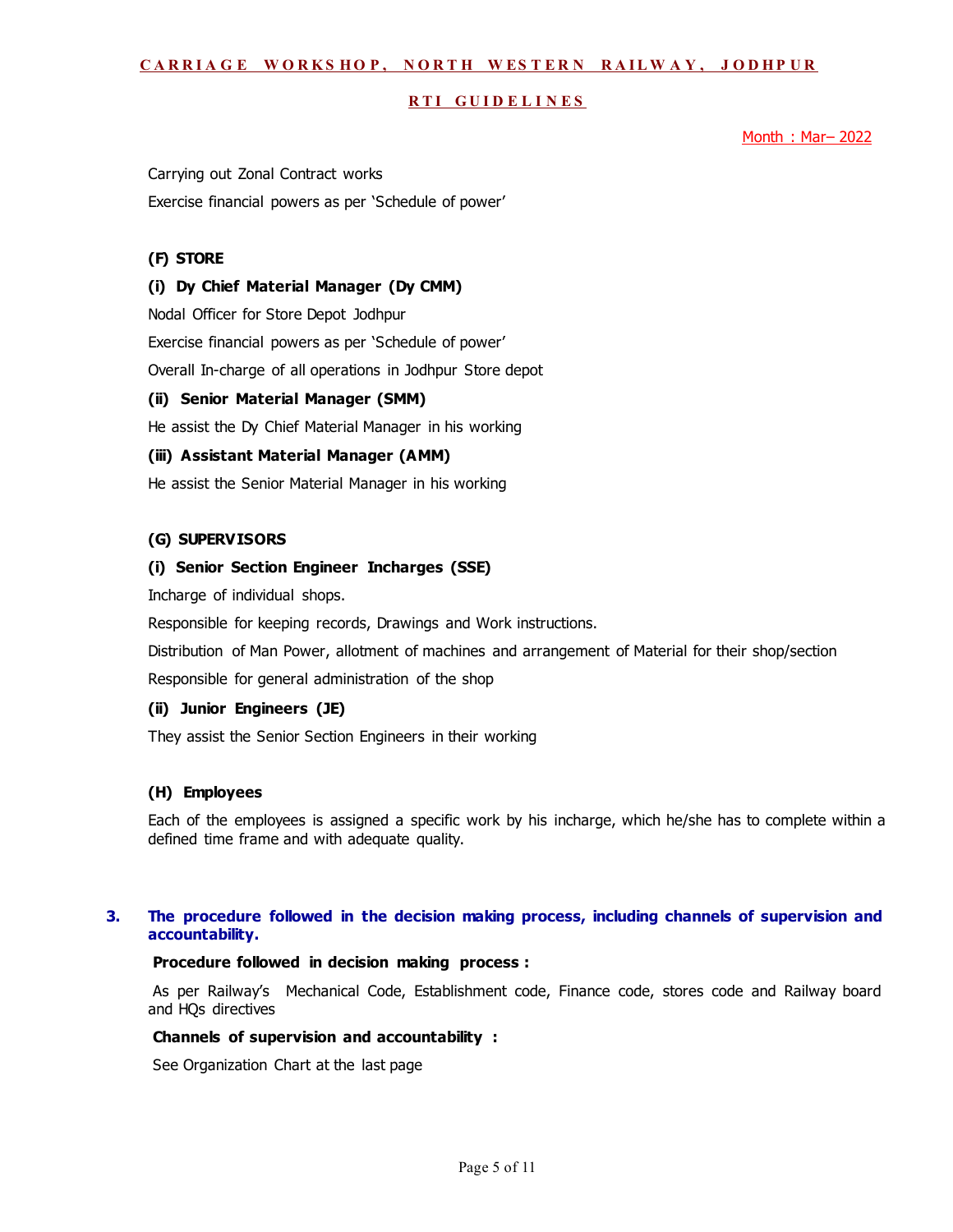Carrying out Zonal Contract works

Exercise financial powers as per 'Schedule of power'

**(F) STORE**

**(i) Dy Chief Material Manager (Dy CMM)**

Nodal Officer for Store Depot Jodhpur

Exercise financial powers as per 'Schedule of power'

Overall In-charge of all operations in Jodhpur Store depot

**(ii) Senior Material Manager (SMM)**

He assist the Dy Chief Material Manager in his working

**(iii) Assistant Material Manager (AMM)**

He assist the Senior Material Manager in his working

**(G) SUPERVISORS**

**(i) Senior Section Engineer Incharges (SSE)**

Incharge of individual shops.

Responsible for keeping records, Drawings and Work instructions.

Distribution of Man Power, allotment of machines and arrangement of Material for their shop/section

Responsible for general administration of the shop

**(ii) Junior Engineers (JE)**

They assist the Senior Section Engineers in their working

**(H) Employees**

Each of the employees is assigned a specific work by his incharge, which he/she has to complete within a defined time frame and with adequate quality.

## 3. The procedure followed in the decision making process, including channels of supervision and accountability.

**Procedure followed in decision making process :**

As per Railway's Mechanical Code, Establishment code, Finance code, stores code and Railway board and HQs directives

**Channels of supervision and accountability :**

See Organization Chart at the last page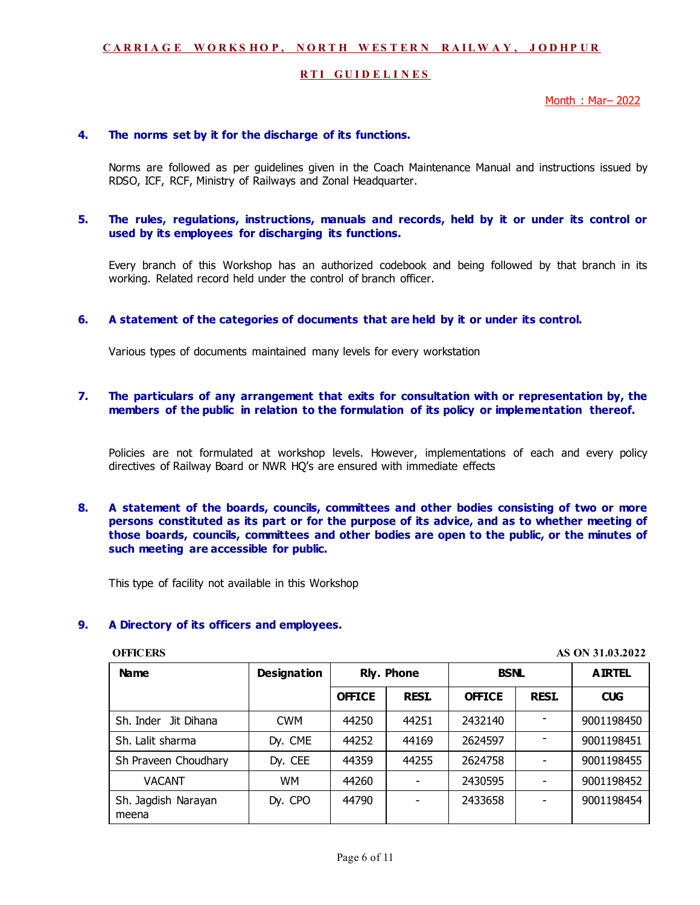**CARRIAGE WORKSHOP, NORTH WESTERN RAILWAY, JODHPUR**

**RTI GUIDELINES**

Month : Mar– 2022

### 4. The norms set by it for the discharge of its functions.

Norms are followed as per guidelines given in the Coach Maintenance Manual and instructions issued by RDSO, ICF, RCF, Ministry of Railways and Zonal Headquarter.

### 5. The rules, regulations, instructions, manuals and records, held by it or under its control or used by its employees for discharging its functions.

Every branch of this Workshop has an authorized codebook and being followed by that branch in its working. Related record held under the control of branch officer.

### 6. A statement of the categories of documents that are held by it or under its control.

Various types of documents maintained many levels for every workstation

### 7. The particulars of any arrangement that exits for consultation with or representation by, the members of the public in relation to the formulation of its policy or implementation thereof.

Policies are not formulated at workshop levels. However, implementations of each and every policy directives of Railway Board or NWR HQ's are ensured with immediate effects

### 8. A statement of the boards, councils, committees and other bodies consisting of two or more persons constituted as its part or for the purpose of its advice, and as to whether meeting of those boards, councils, committees and other bodies are open to the public, or the minutes of such meeting are accessible for public.

This type of facility not available in this Workshop

### 9. A Directory of its officers and employees.

**OFFICERS** **AS ON 31.03.2022**

| Name | Designation | Rly. Phone | | BSNL | | AIRTEL |
|---|---|---|---|---|---|---|
| | | OFFICE | RESI. | OFFICE | RESI. | CUG |
| Sh. Inder Jit Dihana | CWM | 44250 | 44251 | 2432140 | - | 9001198450 |
| Sh. Lalit sharma | Dy. CME | 44252 | 44169 | 2624597 | - | 9001198451 |
| Sh Praveen Choudhary | Dy. CEE | 44359 | 44255 | 2624758 | - | 9001198455 |
| VACANT | WM | 44260 | - | 2430595 | - | 9001198452 |
| Sh. Jagdish Narayan meena | Dy. CPO | 44790 | - | 2433658 | - | 9001198454 |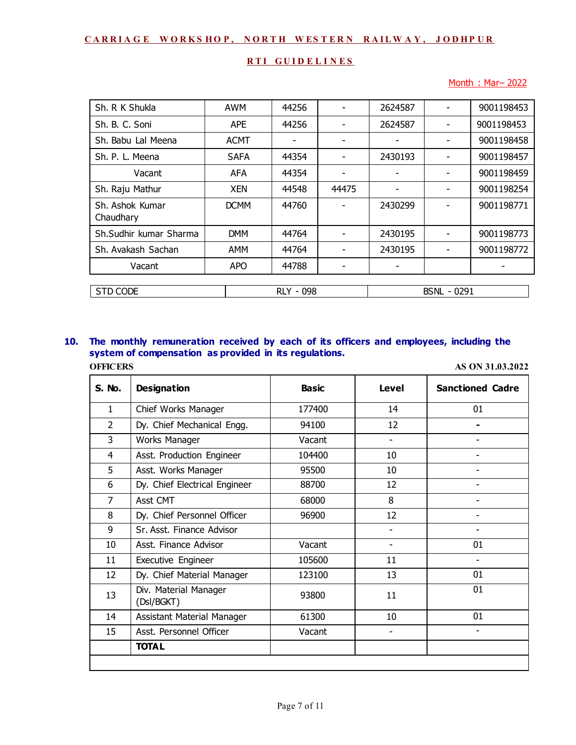## CARRIAGE WORKSHOP, NORTH WESTERN RAILWAY, JODHPUR

## RTI GUIDELINES

Month : Mar– 2022

| | | | | | | |
|---|---|---|---|---|---|---|
| Sh. R K Shukla | AWM | 44256 | - | 2624587 | - | 9001198453 |
| Sh. B. C. Soni | APE | 44256 | - | 2624587 | - | 9001198453 |
| Sh. Babu Lal Meena | ACMT | - | - | - | - | 9001198458 |
| Sh. P. L. Meena | SAFA | 44354 | - | 2430193 | - | 9001198457 |
| Vacant | AFA | 44354 | - | - | - | 9001198459 |
| Sh. Raju Mathur | XEN | 44548 | 44475 | - | - | 9001198254 |
| Sh. Ashok Kumar Chaudhary | DCMM | 44760 | - | 2430299 | - | 9001198771 |
| Sh.Sudhir kumar Sharma | DMM | 44764 | - | 2430195 | - | 9001198773 |
| Sh. Avakash Sachan | AMM | 44764 | - | 2430195 | - | 9001198772 |
| Vacant | APO | 44788 | - | - | | - |

| STD CODE | RLY - 098 | BSNL - 0291 |
|---|---|---|

**10. The monthly remuneration received by each of its officers and employees, including the system of compensation as provided in its regulations.**

**OFFICERS** **AS ON 31.03.2022**

| S. No. | Designation | Basic | Level | Sanctioned Cadre |
|---|---|---|---|---|
| 1 | Chief Works Manager | 177400 | 14 | 01 |
| 2 | Dy. Chief Mechanical Engg. | 94100 | 12 | - |
| 3 | Works Manager | Vacant | - | - |
| 4 | Asst. Production Engineer | 104400 | 10 | - |
| 5 | Asst. Works Manager | 95500 | 10 | - |
| 6 | Dy. Chief Electrical Engineer | 88700 | 12 | - |
| 7 | Asst CMT | 68000 | 8 | - |
| 8 | Dy. Chief Personnel Officer | 96900 | 12 | - |
| 9 | Sr. Asst. Finance Advisor | | - | - |
| 10 | Asst. Finance Advisor | Vacant | - | 01 |
| 11 | Executive Engineer | 105600 | 11 | - |
| 12 | Dy. Chief Material Manager | 123100 | 13 | 01 |
| 13 | Div. Material Manager (Dsl/BGKT) | 93800 | 11 | 01 |
| 14 | Assistant Material Manager | 61300 | 10 | 01 |
| 15 | Asst. Personnel Officer | Vacant | - | - |
| | **TOTAL** | | | |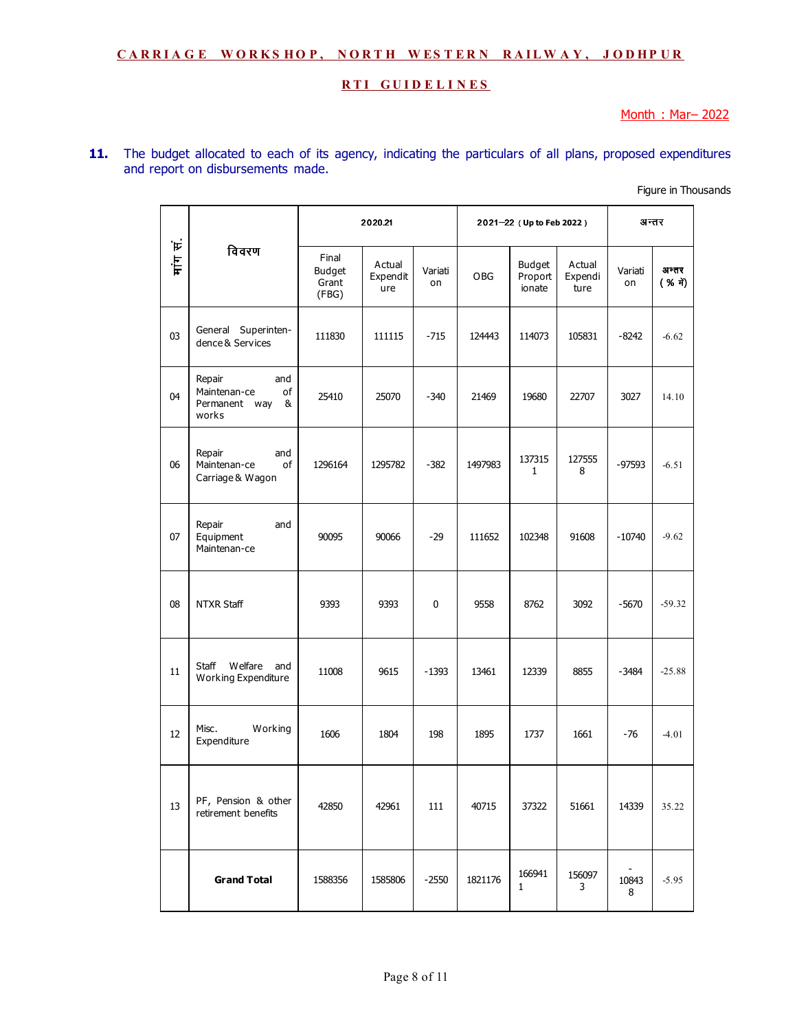**CARRIAGE WORKSHOP, NORTH WESTERN RAILWAY, JODHPUR**

**RTI GUIDELINES**

Month : Mar– 2022

**11.** The budget allocated to each of its agency, indicating the particulars of all plans, proposed expenditures and report on disbursements made.

Figure in Thousands

| मांग सं. | विवरण | 2020.21 | | | 2021—22 ( Up to Feb 2022 ) | | | अन्तर | |
|---|---|---|---|---|---|---|---|---|---|
| | | Final Budget Grant (FBG) | Actual Expenditure | Variation | OBG | Budget Proportionate | Actual Expenditure | Variation | अन्तर ( % में) |
| 03 | General Superintendence & Services | 111830 | 111115 | -715 | 124443 | 114073 | 105831 | -8242 | -6.62 |
| 04 | Repair and Maintenance of Permanent way & works | 25410 | 25070 | -340 | 21469 | 19680 | 22707 | 3027 | 14.10 |
| 06 | Repair and Maintenance of Carriage & Wagon | 1296164 | 1295782 | -382 | 1497983 | 1373151 | 1275558 | -97593 | -6.51 |
| 07 | Repair and Equipment Maintenance | 90095 | 90066 | -29 | 111652 | 102348 | 91608 | -10740 | -9.62 |
| 08 | NTXR Staff | 9393 | 9393 | 0 | 9558 | 8762 | 3092 | -5670 | -59.32 |
| 11 | Staff Welfare and Working Expenditure | 11008 | 9615 | -1393 | 13461 | 12339 | 8855 | -3484 | -25.88 |
| 12 | Misc. Working Expenditure | 1606 | 1804 | 198 | 1895 | 1737 | 1661 | -76 | -4.01 |
| 13 | PF, Pension & other retirement benefits | 42850 | 42961 | 111 | 40715 | 37322 | 51661 | 14339 | 35.22 |
| | **Grand Total** | 1588356 | 1585806 | -2550 | 1821176 | 1669411 | 1560973 | -108438 | -5.95 |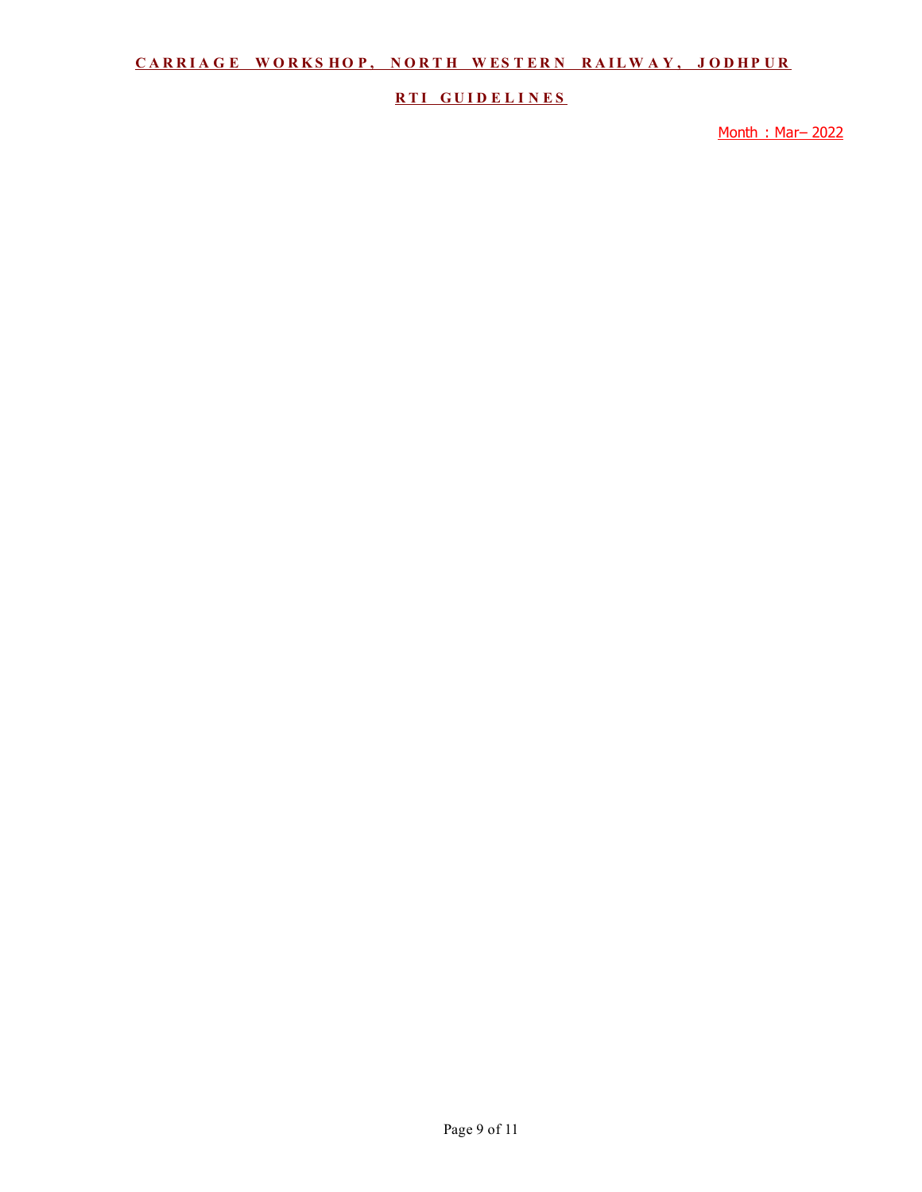**CARRIAGE WORKSHOP, NORTH WESTERN RAILWAY, JODHPUR**

**RTI GUIDELINES**

Month : Mar– 2022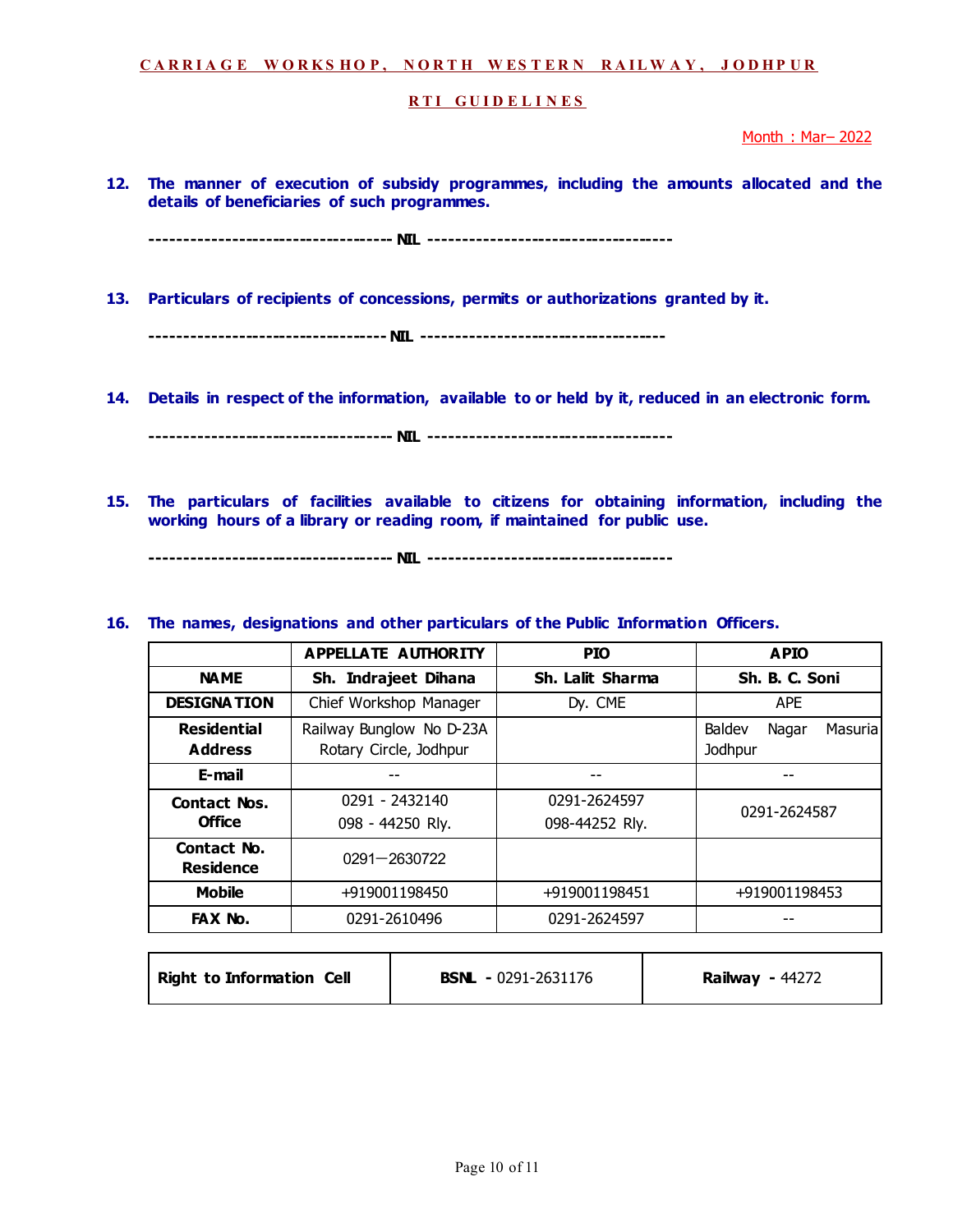**CARRIAGE WORKSHOP, NORTH WESTERN RAILWAY, JODHPUR**

**RTI GUIDELINES**

Month : Mar– 2022

**12. The manner of execution of subsidy programmes, including the amounts allocated and the details of beneficiaries of such programmes.**

----------------------------------- NIL -----------------------------------

**13. Particulars of recipients of concessions, permits or authorizations granted by it.**

----------------------------------- NIL -----------------------------------

**14. Details in respect of the information, available to or held by it, reduced in an electronic form.**

----------------------------------- NIL -----------------------------------

**15. The particulars of facilities available to citizens for obtaining information, including the working hours of a library or reading room, if maintained for public use.**

----------------------------------- NIL -----------------------------------

**16. The names, designations and other particulars of the Public Information Officers.**

| | APPELLATE AUTHORITY | PIO | APIO |
|---|---|---|---|
| **NAME** | **Sh. Indrajeet Dihana** | **Sh. Lalit Sharma** | **Sh. B. C. Soni** |
| **DESIGNATION** | Chief Workshop Manager | Dy. CME | APE |
| **Residential Address** | Railway Bunglow No D-23A Rotary Circle, Jodhpur | | Baldev Nagar Masuria Jodhpur |
| **E-mail** | -- | -- | -- |
| **Contact Nos. Office** | 0291 - 2432140<br>098 - 44250 Rly. | 0291-2624597<br>098-44252 Rly. | 0291-2624587 |
| **Contact No. Residence** | 0291—2630722 | | |
| **Mobile** | +919001198450 | +919001198451 | +919001198453 |
| **FAX No.** | 0291-2610496 | 0291-2624597 | -- |

| **Right to Information Cell** | **BSNL -** 0291-2631176 | **Railway -** 44272 |
|---|---|---|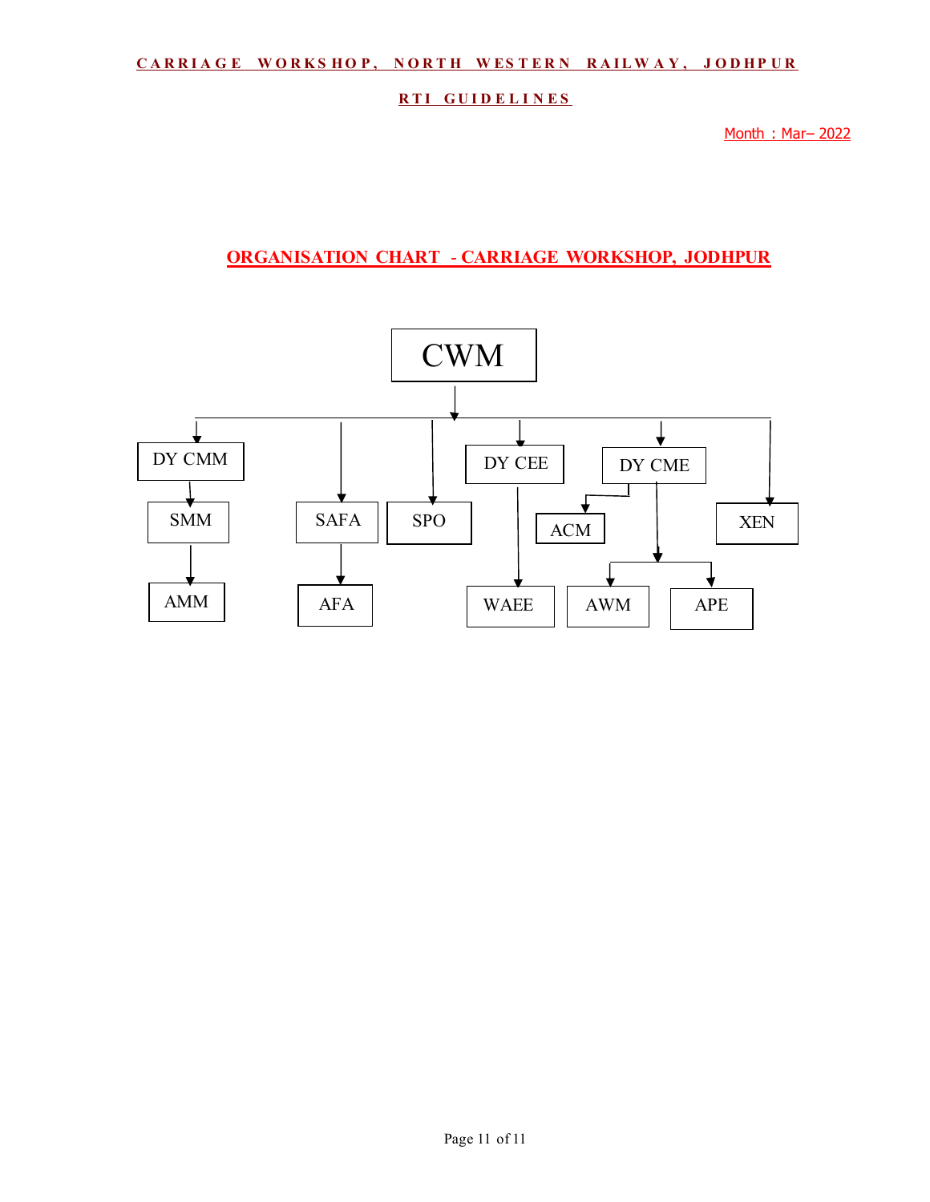CARRIAGE WORKSHOP, NORTH WESTERN RAILWAY, JODHPUR

RTI GUIDELINES

Month : Mar– 2022

## ORGANISATION CHART - CARRIAGE WORKSHOP, JODHPUR

CWM

DY CMM

SMM

AMM

SAFA

AFA

SPO

DY CEE

WAEE

DY CME

ACM

AWM

APE

XEN